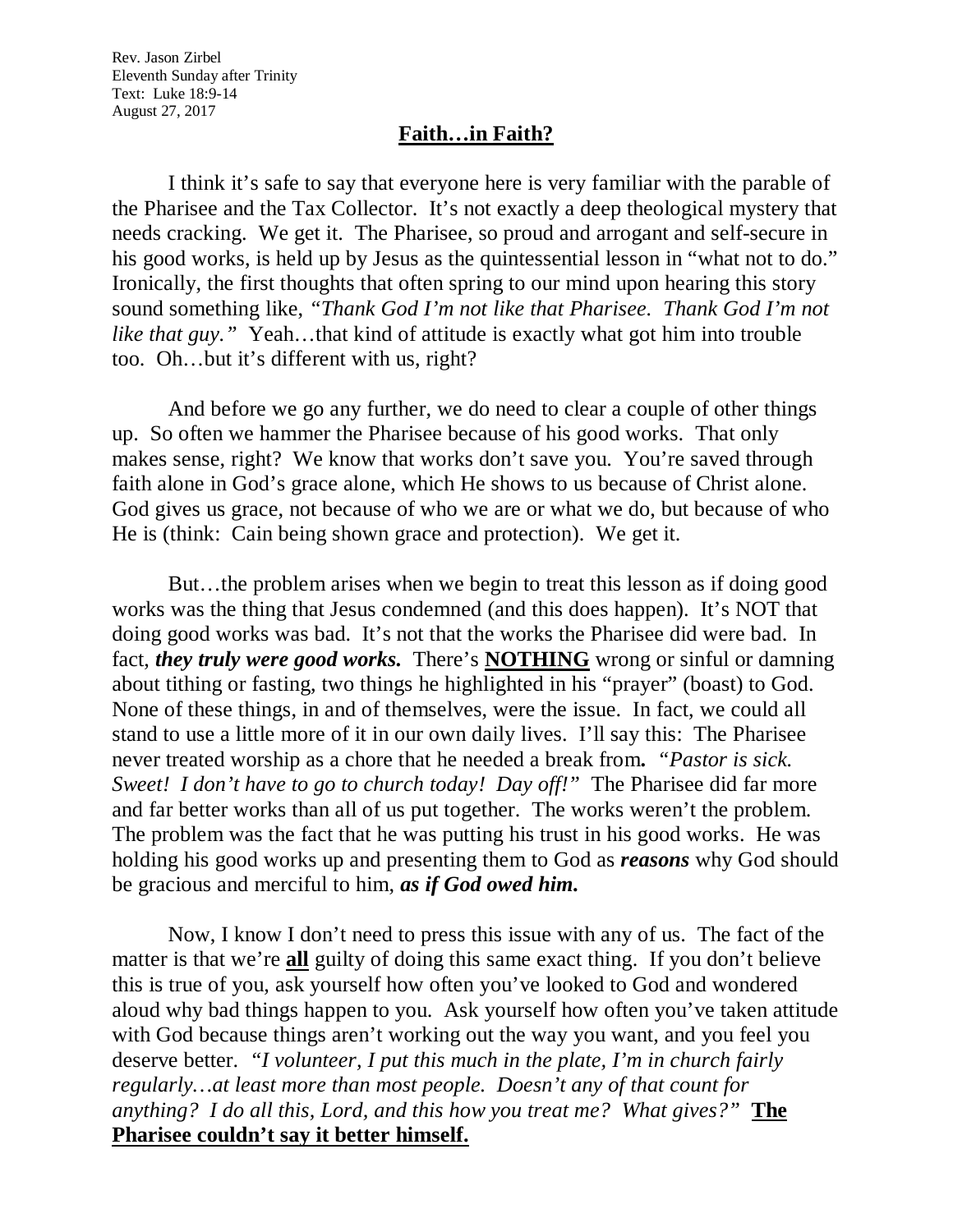Rev. Jason Zirbel
Eleventh Sunday after Trinity
Text: Luke 18:9-14
August 27, 2017

# Faith…in Faith?

I think it's safe to say that everyone here is very familiar with the parable of the Pharisee and the Tax Collector. It's not exactly a deep theological mystery that needs cracking. We get it. The Pharisee, so proud and arrogant and self-secure in his good works, is held up by Jesus as the quintessential lesson in "what not to do." Ironically, the first thoughts that often spring to our mind upon hearing this story sound something like, *"Thank God I'm not like that Pharisee. Thank God I'm not like that guy."* Yeah…that kind of attitude is exactly what got him into trouble too. Oh…but it's different with us, right?

And before we go any further, we do need to clear a couple of other things up. So often we hammer the Pharisee because of his good works. That only makes sense, right? We know that works don't save you. You're saved through faith alone in God's grace alone, which He shows to us because of Christ alone. God gives us grace, not because of who we are or what we do, but because of who He is (think: Cain being shown grace and protection). We get it.

But…the problem arises when we begin to treat this lesson as if doing good works was the thing that Jesus condemned (and this does happen). It's NOT that doing good works was bad. It's not that the works the Pharisee did were bad. In fact, ***they truly were good works.*** There's **NOTHING** wrong or sinful or damning about tithing or fasting, two things he highlighted in his "prayer" (boast) to God. None of these things, in and of themselves, were the issue. In fact, we could all stand to use a little more of it in our own daily lives. I'll say this: The Pharisee never treated worship as a chore that he needed a break from**.** *"Pastor is sick. Sweet! I don't have to go to church today! Day off!"* The Pharisee did far more and far better works than all of us put together. The works weren't the problem. The problem was the fact that he was putting his trust in his good works. He was holding his good works up and presenting them to God as ***reasons*** why God should be gracious and merciful to him, ***as if God owed him.***

Now, I know I don't need to press this issue with any of us. The fact of the matter is that we're **all** guilty of doing this same exact thing. If you don't believe this is true of you, ask yourself how often you've looked to God and wondered aloud why bad things happen to you. Ask yourself how often you've taken attitude with God because things aren't working out the way you want, and you feel you deserve better. *"I volunteer, I put this much in the plate, I'm in church fairly regularly…at least more than most people. Doesn't any of that count for anything? I do all this, Lord, and this how you treat me? What gives?"* **The Pharisee couldn't say it better himself.**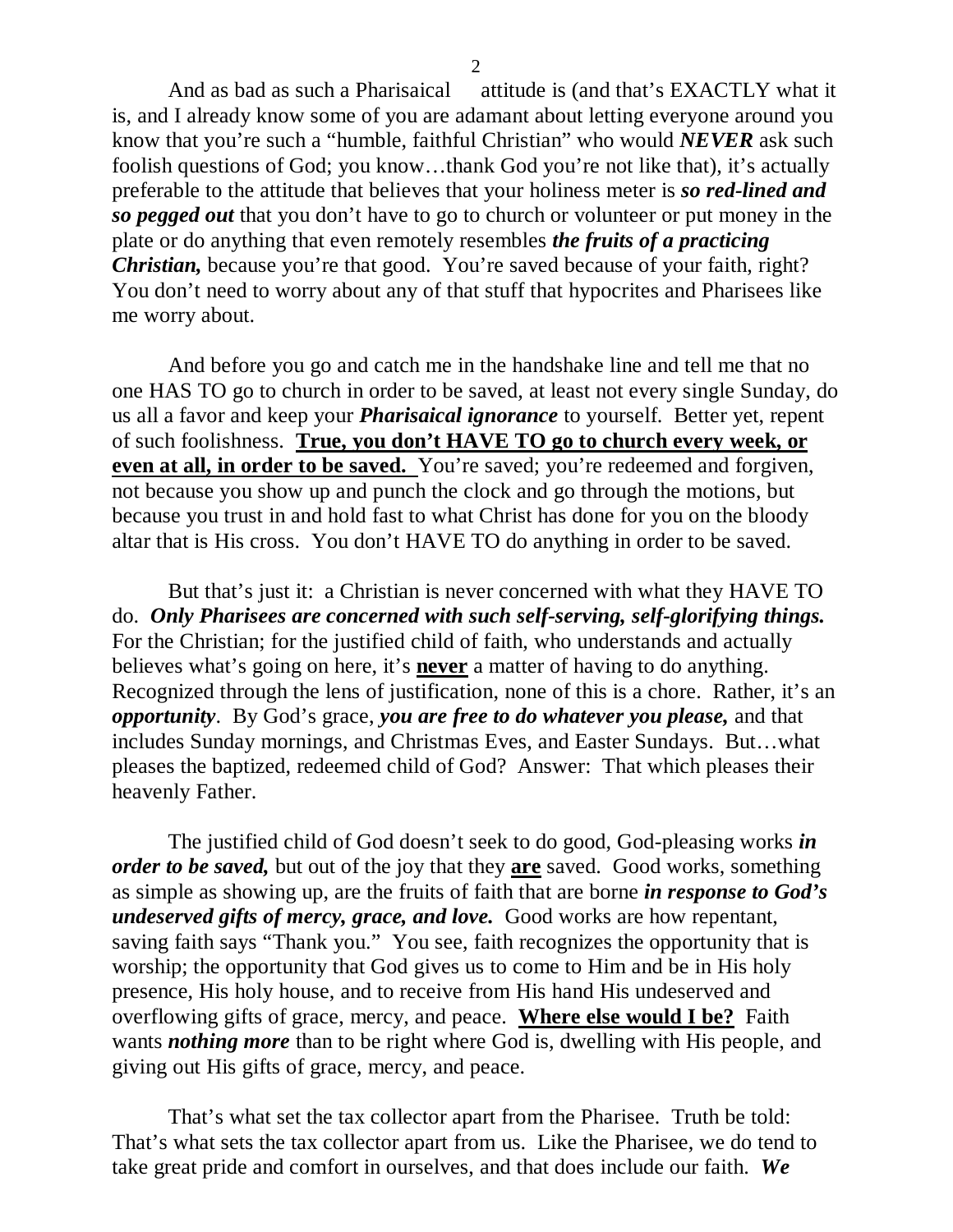And as bad as such a Pharisaical attitude is (and that's EXACTLY what it is, and I already know some of you are adamant about letting everyone around you know that you're such a "humble, faithful Christian" who would ***NEVER*** ask such foolish questions of God; you know…thank God you're not like that), it's actually preferable to the attitude that believes that your holiness meter is ***so red-lined and so pegged out*** that you don't have to go to church or volunteer or put money in the plate or do anything that even remotely resembles ***the fruits of a practicing Christian,*** because you're that good. You're saved because of your faith, right? You don't need to worry about any of that stuff that hypocrites and Pharisees like me worry about.

And before you go and catch me in the handshake line and tell me that no one HAS TO go to church in order to be saved, at least not every single Sunday, do us all a favor and keep your ***Pharisaical ignorance*** to yourself. Better yet, repent of such foolishness. <u>**True, you don't HAVE TO go to church every week, or even at all, in order to be saved.**</u> You're saved; you're redeemed and forgiven, not because you show up and punch the clock and go through the motions, but because you trust in and hold fast to what Christ has done for you on the bloody altar that is His cross. You don't HAVE TO do anything in order to be saved.

But that's just it: a Christian is never concerned with what they HAVE TO do. ***Only Pharisees are concerned with such self-serving, self-glorifying things.*** For the Christian; for the justified child of faith, who understands and actually believes what's going on here, it's <u>**never**</u> a matter of having to do anything. Recognized through the lens of justification, none of this is a chore. Rather, it's an ***opportunity***. By God's grace, ***you are free to do whatever you please,*** and that includes Sunday mornings, and Christmas Eves, and Easter Sundays. But…what pleases the baptized, redeemed child of God? Answer: That which pleases their heavenly Father.

The justified child of God doesn't seek to do good, God-pleasing works ***in order to be saved,*** but out of the joy that they <u>**are**</u> saved. Good works, something as simple as showing up, are the fruits of faith that are borne ***in response to God's undeserved gifts of mercy, grace, and love.*** Good works are how repentant, saving faith says "Thank you." You see, faith recognizes the opportunity that is worship; the opportunity that God gives us to come to Him and be in His holy presence, His holy house, and to receive from His hand His undeserved and overflowing gifts of grace, mercy, and peace. <u>**Where else would I be?**</u> Faith wants ***nothing more*** than to be right where God is, dwelling with His people, and giving out His gifts of grace, mercy, and peace.

That's what set the tax collector apart from the Pharisee. Truth be told: That's what sets the tax collector apart from us. Like the Pharisee, we do tend to take great pride and comfort in ourselves, and that does include our faith. ***We***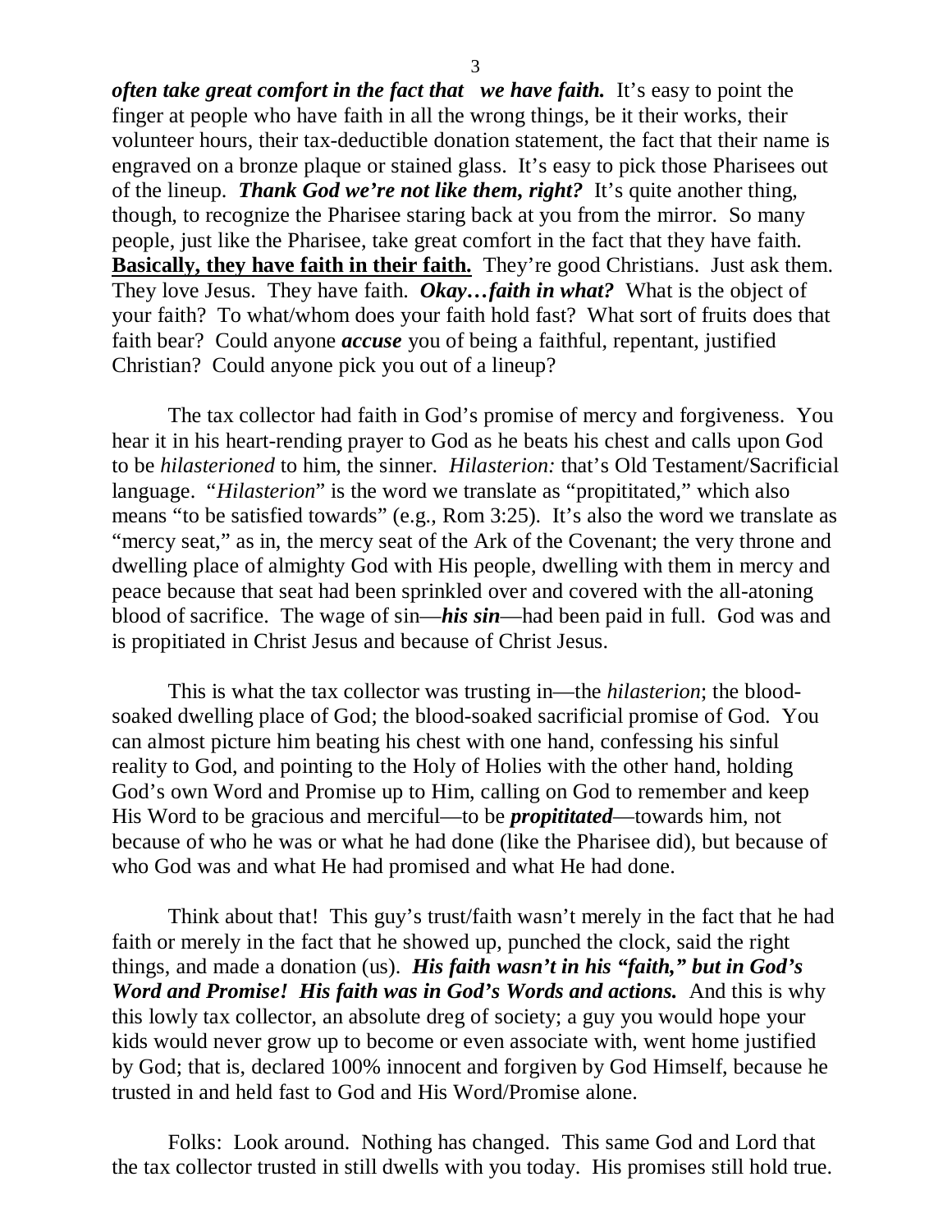***often take great comfort in the fact that we have faith.*** It's easy to point the finger at people who have faith in all the wrong things, be it their works, their volunteer hours, their tax-deductible donation statement, the fact that their name is engraved on a bronze plaque or stained glass. It's easy to pick those Pharisees out of the lineup. ***Thank God we're not like them, right?*** It's quite another thing, though, to recognize the Pharisee staring back at you from the mirror. So many people, just like the Pharisee, take great comfort in the fact that they have faith. **Basically, they have faith in their faith.** They're good Christians. Just ask them. They love Jesus. They have faith. ***Okay…faith in what?*** What is the object of your faith? To what/whom does your faith hold fast? What sort of fruits does that faith bear? Could anyone ***accuse*** you of being a faithful, repentant, justified Christian? Could anyone pick you out of a lineup?

The tax collector had faith in God's promise of mercy and forgiveness. You hear it in his heart-rending prayer to God as he beats his chest and calls upon God to be *hilasterioned* to him, the sinner. *Hilasterion:* that's Old Testament/Sacrificial language. "*Hilasterion*" is the word we translate as "propititated," which also means "to be satisfied towards" (e.g., Rom 3:25). It's also the word we translate as "mercy seat," as in, the mercy seat of the Ark of the Covenant; the very throne and dwelling place of almighty God with His people, dwelling with them in mercy and peace because that seat had been sprinkled over and covered with the all-atoning blood of sacrifice. The wage of sin—***his sin***—had been paid in full. God was and is propitiated in Christ Jesus and because of Christ Jesus.

This is what the tax collector was trusting in—the *hilasterion*; the blood-soaked dwelling place of God; the blood-soaked sacrificial promise of God. You can almost picture him beating his chest with one hand, confessing his sinful reality to God, and pointing to the Holy of Holies with the other hand, holding God's own Word and Promise up to Him, calling on God to remember and keep His Word to be gracious and merciful—to be ***propititated***—towards him, not because of who he was or what he had done (like the Pharisee did), but because of who God was and what He had promised and what He had done.

Think about that! This guy's trust/faith wasn't merely in the fact that he had faith or merely in the fact that he showed up, punched the clock, said the right things, and made a donation (us). ***His faith wasn't in his "faith," but in God's Word and Promise! His faith was in God's Words and actions.*** And this is why this lowly tax collector, an absolute dreg of society; a guy you would hope your kids would never grow up to become or even associate with, went home justified by God; that is, declared 100% innocent and forgiven by God Himself, because he trusted in and held fast to God and His Word/Promise alone.

Folks: Look around. Nothing has changed. This same God and Lord that the tax collector trusted in still dwells with you today. His promises still hold true.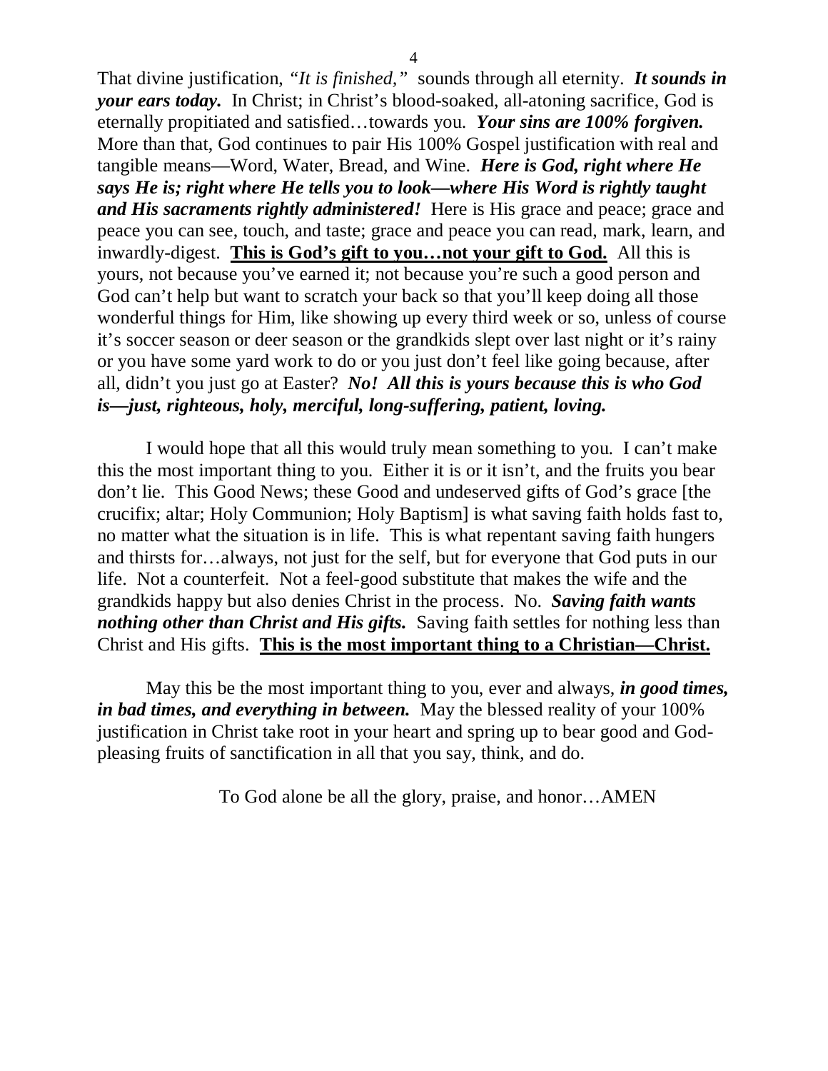That divine justification, *"It is finished,"* sounds through all eternity. ***It sounds in your ears today.*** In Christ; in Christ's blood-soaked, all-atoning sacrifice, God is eternally propitiated and satisfied…towards you. ***Your sins are 100% forgiven.*** More than that, God continues to pair His 100% Gospel justification with real and tangible means—Word, Water, Bread, and Wine. ***Here is God, right where He says He is; right where He tells you to look—where His Word is rightly taught and His sacraments rightly administered!*** Here is His grace and peace; grace and peace you can see, touch, and taste; grace and peace you can read, mark, learn, and inwardly-digest. <u>**This is God's gift to you…not your gift to God.**</u> All this is yours, not because you've earned it; not because you're such a good person and God can't help but want to scratch your back so that you'll keep doing all those wonderful things for Him, like showing up every third week or so, unless of course it's soccer season or deer season or the grandkids slept over last night or it's rainy or you have some yard work to do or you just don't feel like going because, after all, didn't you just go at Easter? ***No! All this is yours because this is who God is—just, righteous, holy, merciful, long-suffering, patient, loving.***

I would hope that all this would truly mean something to you. I can't make this the most important thing to you. Either it is or it isn't, and the fruits you bear don't lie. This Good News; these Good and undeserved gifts of God's grace [the crucifix; altar; Holy Communion; Holy Baptism] is what saving faith holds fast to, no matter what the situation is in life. This is what repentant saving faith hungers and thirsts for…always, not just for the self, but for everyone that God puts in our life. Not a counterfeit. Not a feel-good substitute that makes the wife and the grandkids happy but also denies Christ in the process. No. ***Saving faith wants nothing other than Christ and His gifts.*** Saving faith settles for nothing less than Christ and His gifts. <u>**This is the most important thing to a Christian—Christ.**</u>

May this be the most important thing to you, ever and always, ***in good times, in bad times, and everything in between.*** May the blessed reality of your 100% justification in Christ take root in your heart and spring up to bear good and God-pleasing fruits of sanctification in all that you say, think, and do.

To God alone be all the glory, praise, and honor…AMEN